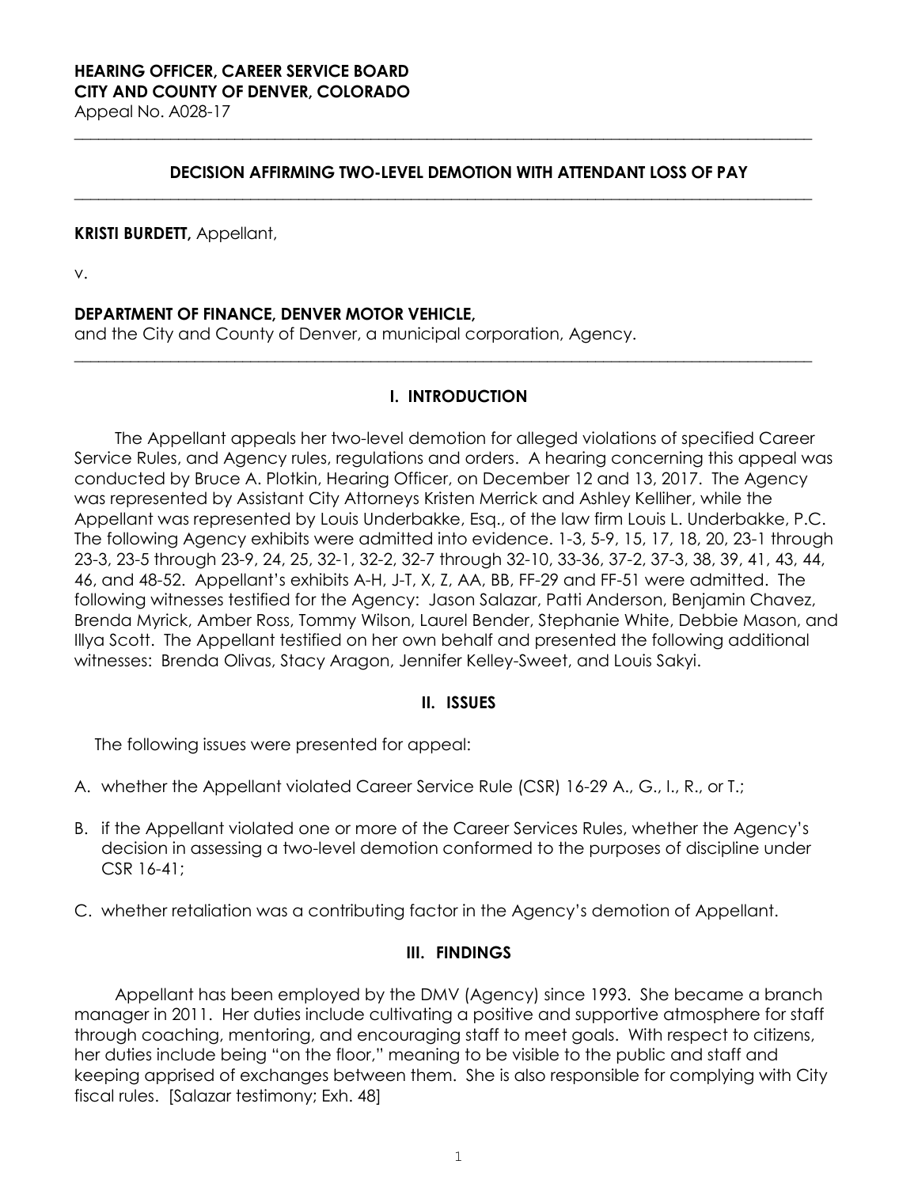**HEARING OFFICER, CAREER SERVICE BOARD**
**CITY AND COUNTY OF DENVER, COLORADO**
Appeal No. A028-17

---

**DECISION AFFIRMING TWO-LEVEL DEMOTION WITH ATTENDANT LOSS OF PAY**

---

**KRISTI BURDETT,** Appellant,

v.

**DEPARTMENT OF FINANCE, DENVER MOTOR VEHICLE,**
and the City and County of Denver, a municipal corporation, Agency.

---

## I. INTRODUCTION

The Appellant appeals her two-level demotion for alleged violations of specified Career Service Rules, and Agency rules, regulations and orders. A hearing concerning this appeal was conducted by Bruce A. Plotkin, Hearing Officer, on December 12 and 13, 2017. The Agency was represented by Assistant City Attorneys Kristen Merrick and Ashley Kelliher, while the Appellant was represented by Louis Underbakke, Esq., of the law firm Louis L. Underbakke, P.C. The following Agency exhibits were admitted into evidence. 1-3, 5-9, 15, 17, 18, 20, 23-1 through 23-3, 23-5 through 23-9, 24, 25, 32-1, 32-2, 32-7 through 32-10, 33-36, 37-2, 37-3, 38, 39, 41, 43, 44, 46, and 48-52. Appellant's exhibits A-H, J-T, X, Z, AA, BB, FF-29 and FF-51 were admitted. The following witnesses testified for the Agency: Jason Salazar, Patti Anderson, Benjamin Chavez, Brenda Myrick, Amber Ross, Tommy Wilson, Laurel Bender, Stephanie White, Debbie Mason, and Illya Scott. The Appellant testified on her own behalf and presented the following additional witnesses: Brenda Olivas, Stacy Aragon, Jennifer Kelley-Sweet, and Louis Sakyi.

## II. ISSUES

The following issues were presented for appeal:

A. whether the Appellant violated Career Service Rule (CSR) 16-29 A., G., I., R., or T.;

B. if the Appellant violated one or more of the Career Services Rules, whether the Agency's decision in assessing a two-level demotion conformed to the purposes of discipline under CSR 16-41;

C. whether retaliation was a contributing factor in the Agency's demotion of Appellant.

## III. FINDINGS

Appellant has been employed by the DMV (Agency) since 1993. She became a branch manager in 2011. Her duties include cultivating a positive and supportive atmosphere for staff through coaching, mentoring, and encouraging staff to meet goals. With respect to citizens, her duties include being "on the floor," meaning to be visible to the public and staff and keeping apprised of exchanges between them. She is also responsible for complying with City fiscal rules. [Salazar testimony; Exh. 48]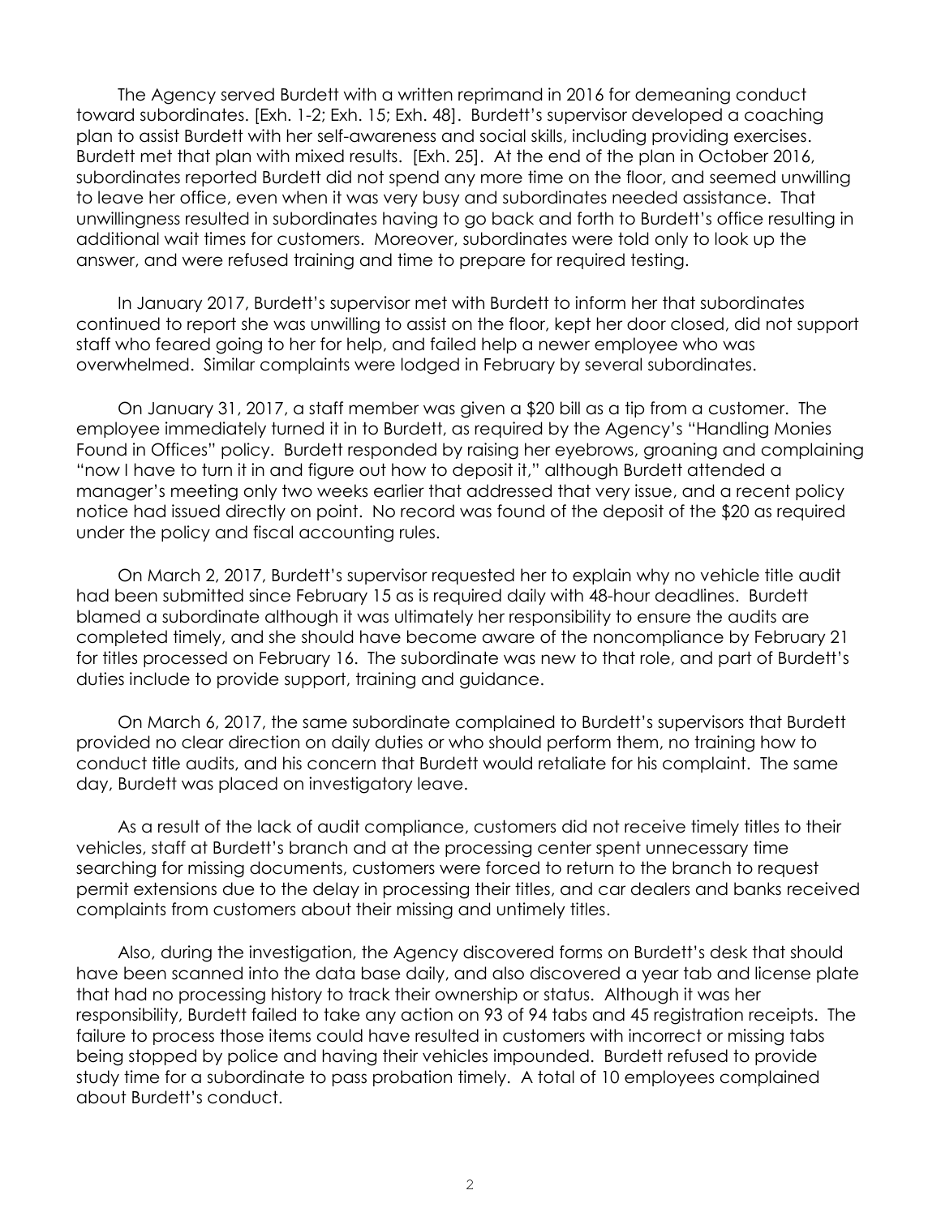The Agency served Burdett with a written reprimand in 2016 for demeaning conduct toward subordinates. [Exh. 1-2; Exh. 15; Exh. 48]. Burdett's supervisor developed a coaching plan to assist Burdett with her self-awareness and social skills, including providing exercises. Burdett met that plan with mixed results. [Exh. 25]. At the end of the plan in October 2016, subordinates reported Burdett did not spend any more time on the floor, and seemed unwilling to leave her office, even when it was very busy and subordinates needed assistance. That unwillingness resulted in subordinates having to go back and forth to Burdett's office resulting in additional wait times for customers. Moreover, subordinates were told only to look up the answer, and were refused training and time to prepare for required testing.

In January 2017, Burdett's supervisor met with Burdett to inform her that subordinates continued to report she was unwilling to assist on the floor, kept her door closed, did not support staff who feared going to her for help, and failed help a newer employee who was overwhelmed. Similar complaints were lodged in February by several subordinates.

On January 31, 2017, a staff member was given a $20 bill as a tip from a customer. The employee immediately turned it in to Burdett, as required by the Agency's "Handling Monies Found in Offices" policy. Burdett responded by raising her eyebrows, groaning and complaining "now I have to turn it in and figure out how to deposit it," although Burdett attended a manager's meeting only two weeks earlier that addressed that very issue, and a recent policy notice had issued directly on point. No record was found of the deposit of the $20 as required under the policy and fiscal accounting rules.

On March 2, 2017, Burdett's supervisor requested her to explain why no vehicle title audit had been submitted since February 15 as is required daily with 48-hour deadlines. Burdett blamed a subordinate although it was ultimately her responsibility to ensure the audits are completed timely, and she should have become aware of the noncompliance by February 21 for titles processed on February 16. The subordinate was new to that role, and part of Burdett's duties include to provide support, training and guidance.

On March 6, 2017, the same subordinate complained to Burdett's supervisors that Burdett provided no clear direction on daily duties or who should perform them, no training how to conduct title audits, and his concern that Burdett would retaliate for his complaint. The same day, Burdett was placed on investigatory leave.

As a result of the lack of audit compliance, customers did not receive timely titles to their vehicles, staff at Burdett's branch and at the processing center spent unnecessary time searching for missing documents, customers were forced to return to the branch to request permit extensions due to the delay in processing their titles, and car dealers and banks received complaints from customers about their missing and untimely titles.

Also, during the investigation, the Agency discovered forms on Burdett's desk that should have been scanned into the data base daily, and also discovered a year tab and license plate that had no processing history to track their ownership or status. Although it was her responsibility, Burdett failed to take any action on 93 of 94 tabs and 45 registration receipts. The failure to process those items could have resulted in customers with incorrect or missing tabs being stopped by police and having their vehicles impounded. Burdett refused to provide study time for a subordinate to pass probation timely. A total of 10 employees complained about Burdett's conduct.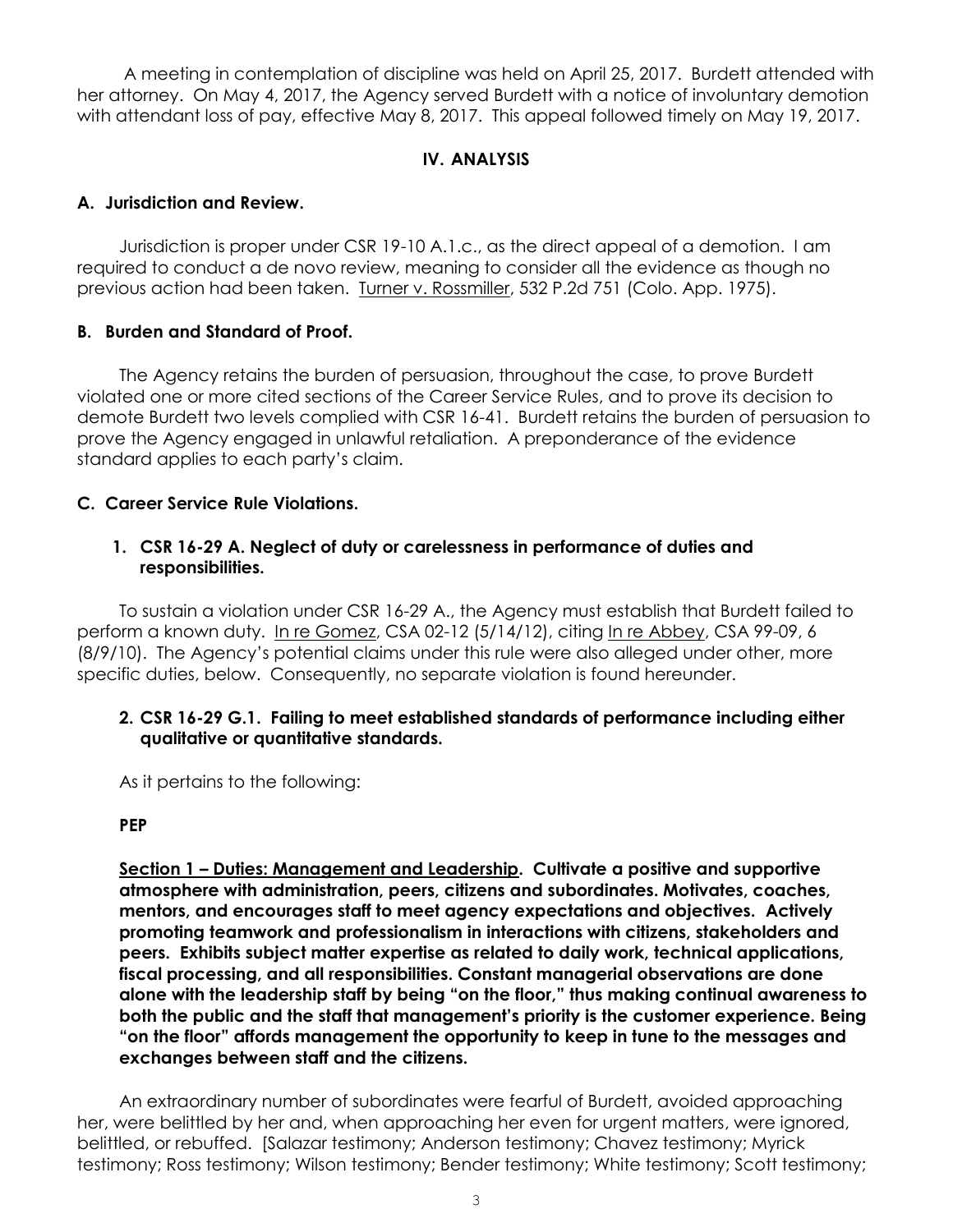A meeting in contemplation of discipline was held on April 25, 2017. Burdett attended with her attorney. On May 4, 2017, the Agency served Burdett with a notice of involuntary demotion with attendant loss of pay, effective May 8, 2017. This appeal followed timely on May 19, 2017.

## IV. ANALYSIS

### A. Jurisdiction and Review.

Jurisdiction is proper under CSR 19-10 A.1.c., as the direct appeal of a demotion. I am required to conduct a de novo review, meaning to consider all the evidence as though no previous action had been taken. Turner v. Rossmiller, 532 P.2d 751 (Colo. App. 1975).

### B. Burden and Standard of Proof.

The Agency retains the burden of persuasion, throughout the case, to prove Burdett violated one or more cited sections of the Career Service Rules, and to prove its decision to demote Burdett two levels complied with CSR 16-41. Burdett retains the burden of persuasion to prove the Agency engaged in unlawful retaliation. A preponderance of the evidence standard applies to each party's claim.

### C. Career Service Rule Violations.

#### 1. CSR 16-29 A. Neglect of duty or carelessness in performance of duties and responsibilities.

To sustain a violation under CSR 16-29 A., the Agency must establish that Burdett failed to perform a known duty. In re Gomez, CSA 02-12 (5/14/12), citing In re Abbey, CSA 99-09, 6 (8/9/10). The Agency's potential claims under this rule were also alleged under other, more specific duties, below. Consequently, no separate violation is found hereunder.

#### 2. CSR 16-29 G.1. Failing to meet established standards of performance including either qualitative or quantitative standards.

As it pertains to the following:

**PEP**

**Section 1 – Duties: Management and Leadership. Cultivate a positive and supportive atmosphere with administration, peers, citizens and subordinates. Motivates, coaches, mentors, and encourages staff to meet agency expectations and objectives. Actively promoting teamwork and professionalism in interactions with citizens, stakeholders and peers. Exhibits subject matter expertise as related to daily work, technical applications, fiscal processing, and all responsibilities. Constant managerial observations are done alone with the leadership staff by being "on the floor," thus making continual awareness to both the public and the staff that management's priority is the customer experience. Being "on the floor" affords management the opportunity to keep in tune to the messages and exchanges between staff and the citizens.**

An extraordinary number of subordinates were fearful of Burdett, avoided approaching her, were belittled by her and, when approaching her even for urgent matters, were ignored, belittled, or rebuffed. [Salazar testimony; Anderson testimony; Chavez testimony; Myrick testimony; Ross testimony; Wilson testimony; Bender testimony; White testimony; Scott testimony;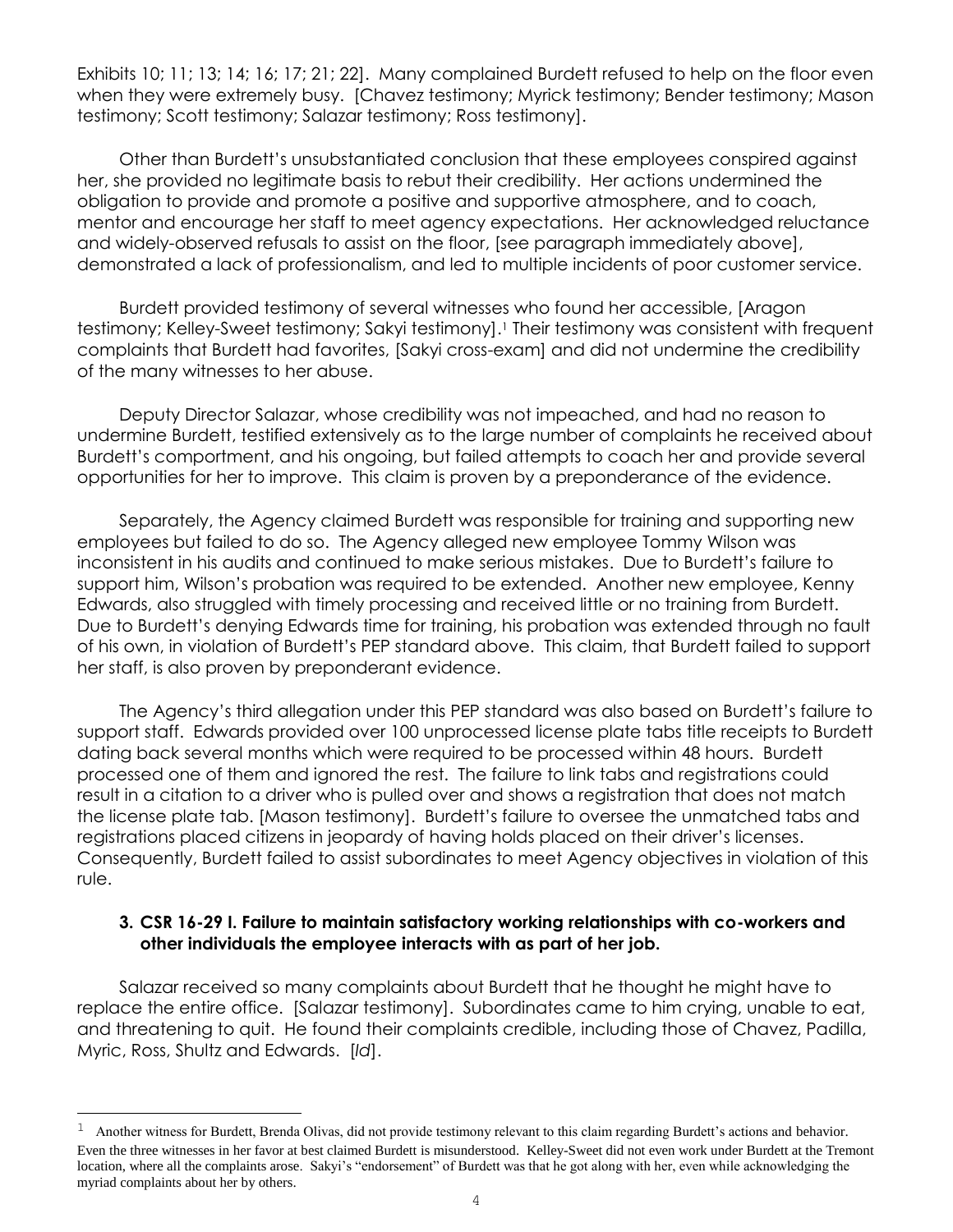Exhibits 10; 11; 13; 14; 16; 17; 21; 22]. Many complained Burdett refused to help on the floor even when they were extremely busy. [Chavez testimony; Myrick testimony; Bender testimony; Mason testimony; Scott testimony; Salazar testimony; Ross testimony].

Other than Burdett's unsubstantiated conclusion that these employees conspired against her, she provided no legitimate basis to rebut their credibility. Her actions undermined the obligation to provide and promote a positive and supportive atmosphere, and to coach, mentor and encourage her staff to meet agency expectations. Her acknowledged reluctance and widely-observed refusals to assist on the floor, [see paragraph immediately above], demonstrated a lack of professionalism, and led to multiple incidents of poor customer service.

Burdett provided testimony of several witnesses who found her accessible, [Aragon testimony; Kelley-Sweet testimony; Sakyi testimony].[1] Their testimony was consistent with frequent complaints that Burdett had favorites, [Sakyi cross-exam] and did not undermine the credibility of the many witnesses to her abuse.

Deputy Director Salazar, whose credibility was not impeached, and had no reason to undermine Burdett, testified extensively as to the large number of complaints he received about Burdett's comportment, and his ongoing, but failed attempts to coach her and provide several opportunities for her to improve. This claim is proven by a preponderance of the evidence.

Separately, the Agency claimed Burdett was responsible for training and supporting new employees but failed to do so. The Agency alleged new employee Tommy Wilson was inconsistent in his audits and continued to make serious mistakes. Due to Burdett's failure to support him, Wilson's probation was required to be extended. Another new employee, Kenny Edwards, also struggled with timely processing and received little or no training from Burdett. Due to Burdett's denying Edwards time for training, his probation was extended through no fault of his own, in violation of Burdett's PEP standard above. This claim, that Burdett failed to support her staff, is also proven by preponderant evidence.

The Agency's third allegation under this PEP standard was also based on Burdett's failure to support staff. Edwards provided over 100 unprocessed license plate tabs title receipts to Burdett dating back several months which were required to be processed within 48 hours. Burdett processed one of them and ignored the rest. The failure to link tabs and registrations could result in a citation to a driver who is pulled over and shows a registration that does not match the license plate tab. [Mason testimony]. Burdett's failure to oversee the unmatched tabs and registrations placed citizens in jeopardy of having holds placed on their driver's licenses. Consequently, Burdett failed to assist subordinates to meet Agency objectives in violation of this rule.

### 3. CSR 16-29 I. Failure to maintain satisfactory working relationships with co-workers and other individuals the employee interacts with as part of her job.

Salazar received so many complaints about Burdett that he thought he might have to replace the entire office. [Salazar testimony]. Subordinates came to him crying, unable to eat, and threatening to quit. He found their complaints credible, including those of Chavez, Padilla, Myric, Ross, Shultz and Edwards. [*Id*].

---

[1] Another witness for Burdett, Brenda Olivas, did not provide testimony relevant to this claim regarding Burdett's actions and behavior. Even the three witnesses in her favor at best claimed Burdett is misunderstood. Kelley-Sweet did not even work under Burdett at the Tremont location, where all the complaints arose. Sakyi's "endorsement" of Burdett was that he got along with her, even while acknowledging the myriad complaints about her by others.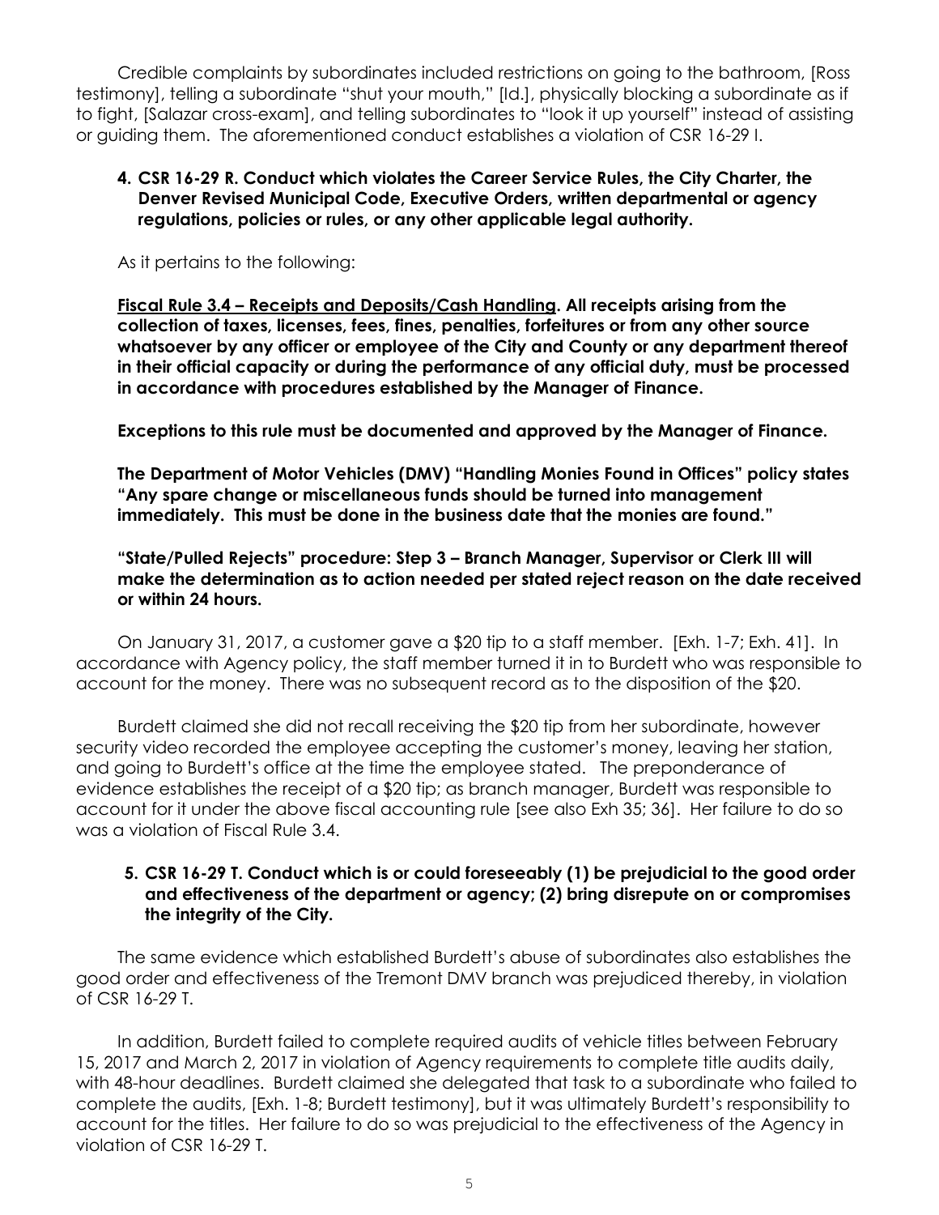Credible complaints by subordinates included restrictions on going to the bathroom, [Ross testimony], telling a subordinate "shut your mouth," [Id.], physically blocking a subordinate as if to fight, [Salazar cross-exam], and telling subordinates to "look it up yourself" instead of assisting or guiding them. The aforementioned conduct establishes a violation of CSR 16-29 I.

**4. CSR 16-29 R. Conduct which violates the Career Service Rules, the City Charter, the Denver Revised Municipal Code, Executive Orders, written departmental or agency regulations, policies or rules, or any other applicable legal authority.**

As it pertains to the following:

**Fiscal Rule 3.4 – Receipts and Deposits/Cash Handling. All receipts arising from the collection of taxes, licenses, fees, fines, penalties, forfeitures or from any other source whatsoever by any officer or employee of the City and County or any department thereof in their official capacity or during the performance of any official duty, must be processed in accordance with procedures established by the Manager of Finance.**

**Exceptions to this rule must be documented and approved by the Manager of Finance.**

**The Department of Motor Vehicles (DMV) "Handling Monies Found in Offices" policy states "Any spare change or miscellaneous funds should be turned into management immediately. This must be done in the business date that the monies are found."**

**"State/Pulled Rejects" procedure: Step 3 – Branch Manager, Supervisor or Clerk III will make the determination as to action needed per stated reject reason on the date received or within 24 hours.**

On January 31, 2017, a customer gave a $20 tip to a staff member. [Exh. 1-7; Exh. 41]. In accordance with Agency policy, the staff member turned it in to Burdett who was responsible to account for the money. There was no subsequent record as to the disposition of the $20.

Burdett claimed she did not recall receiving the $20 tip from her subordinate, however security video recorded the employee accepting the customer's money, leaving her station, and going to Burdett's office at the time the employee stated. The preponderance of evidence establishes the receipt of a $20 tip; as branch manager, Burdett was responsible to account for it under the above fiscal accounting rule [see also Exh 35; 36]. Her failure to do so was a violation of Fiscal Rule 3.4.

**5. CSR 16-29 T. Conduct which is or could foreseeably (1) be prejudicial to the good order and effectiveness of the department or agency; (2) bring disrepute on or compromises the integrity of the City.**

The same evidence which established Burdett's abuse of subordinates also establishes the good order and effectiveness of the Tremont DMV branch was prejudiced thereby, in violation of CSR 16-29 T.

In addition, Burdett failed to complete required audits of vehicle titles between February 15, 2017 and March 2, 2017 in violation of Agency requirements to complete title audits daily, with 48-hour deadlines. Burdett claimed she delegated that task to a subordinate who failed to complete the audits, [Exh. 1-8; Burdett testimony], but it was ultimately Burdett's responsibility to account for the titles. Her failure to do so was prejudicial to the effectiveness of the Agency in violation of CSR 16-29 T.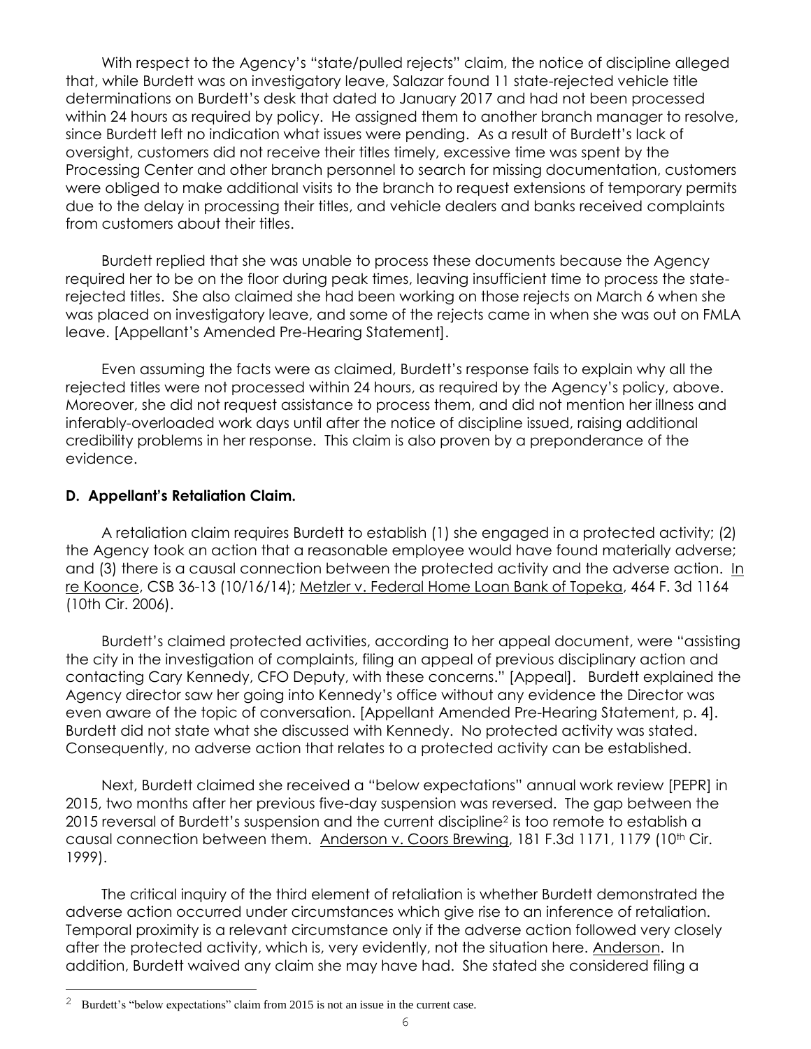With respect to the Agency's "state/pulled rejects" claim, the notice of discipline alleged that, while Burdett was on investigatory leave, Salazar found 11 state-rejected vehicle title determinations on Burdett's desk that dated to January 2017 and had not been processed within 24 hours as required by policy. He assigned them to another branch manager to resolve, since Burdett left no indication what issues were pending. As a result of Burdett's lack of oversight, customers did not receive their titles timely, excessive time was spent by the Processing Center and other branch personnel to search for missing documentation, customers were obliged to make additional visits to the branch to request extensions of temporary permits due to the delay in processing their titles, and vehicle dealers and banks received complaints from customers about their titles.

Burdett replied that she was unable to process these documents because the Agency required her to be on the floor during peak times, leaving insufficient time to process the state-rejected titles. She also claimed she had been working on those rejects on March 6 when she was placed on investigatory leave, and some of the rejects came in when she was out on FMLA leave. [Appellant's Amended Pre-Hearing Statement].

Even assuming the facts were as claimed, Burdett's response fails to explain why all the rejected titles were not processed within 24 hours, as required by the Agency's policy, above. Moreover, she did not request assistance to process them, and did not mention her illness and inferably-overloaded work days until after the notice of discipline issued, raising additional credibility problems in her response. This claim is also proven by a preponderance of the evidence.

**D. Appellant's Retaliation Claim.**

A retaliation claim requires Burdett to establish (1) she engaged in a protected activity; (2) the Agency took an action that a reasonable employee would have found materially adverse; and (3) there is a causal connection between the protected activity and the adverse action. In re Koonce, CSB 36-13 (10/16/14); Metzler v. Federal Home Loan Bank of Topeka, 464 F. 3d 1164 (10th Cir. 2006).

Burdett's claimed protected activities, according to her appeal document, were "assisting the city in the investigation of complaints, filing an appeal of previous disciplinary action and contacting Cary Kennedy, CFO Deputy, with these concerns." [Appeal]. Burdett explained the Agency director saw her going into Kennedy's office without any evidence the Director was even aware of the topic of conversation. [Appellant Amended Pre-Hearing Statement, p. 4]. Burdett did not state what she discussed with Kennedy. No protected activity was stated. Consequently, no adverse action that relates to a protected activity can be established.

Next, Burdett claimed she received a "below expectations" annual work review [PEPR] in 2015, two months after her previous five-day suspension was reversed. The gap between the 2015 reversal of Burdett's suspension and the current discipline[2] is too remote to establish a causal connection between them. Anderson v. Coors Brewing, 181 F.3d 1171, 1179 (10th Cir. 1999).

The critical inquiry of the third element of retaliation is whether Burdett demonstrated the adverse action occurred under circumstances which give rise to an inference of retaliation. Temporal proximity is a relevant circumstance only if the adverse action followed very closely after the protected activity, which is, very evidently, not the situation here. Anderson. In addition, Burdett waived any claim she may have had. She stated she considered filing a

[2] Burdett's "below expectations" claim from 2015 is not an issue in the current case.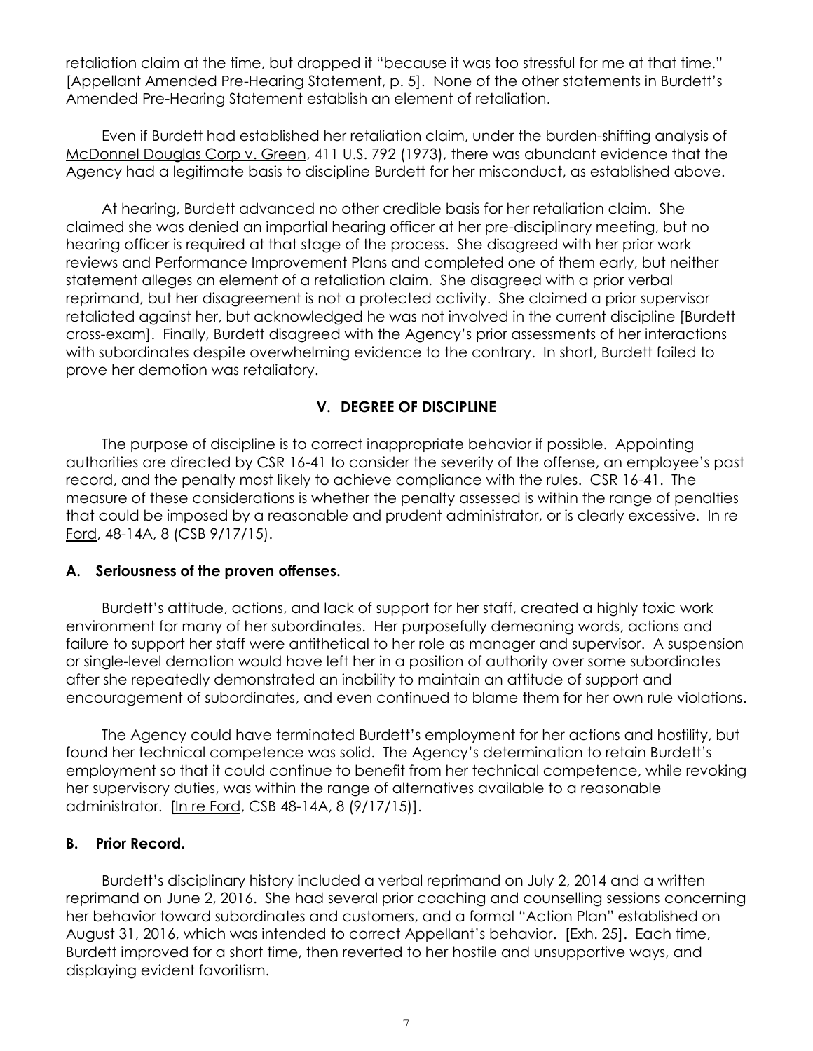retaliation claim at the time, but dropped it "because it was too stressful for me at that time." [Appellant Amended Pre-Hearing Statement, p. 5]. None of the other statements in Burdett's Amended Pre-Hearing Statement establish an element of retaliation.

Even if Burdett had established her retaliation claim, under the burden-shifting analysis of McDonnel Douglas Corp v. Green, 411 U.S. 792 (1973), there was abundant evidence that the Agency had a legitimate basis to discipline Burdett for her misconduct, as established above.

At hearing, Burdett advanced no other credible basis for her retaliation claim. She claimed she was denied an impartial hearing officer at her pre-disciplinary meeting, but no hearing officer is required at that stage of the process. She disagreed with her prior work reviews and Performance Improvement Plans and completed one of them early, but neither statement alleges an element of a retaliation claim. She disagreed with a prior verbal reprimand, but her disagreement is not a protected activity. She claimed a prior supervisor retaliated against her, but acknowledged he was not involved in the current discipline [Burdett cross-exam]. Finally, Burdett disagreed with the Agency's prior assessments of her interactions with subordinates despite overwhelming evidence to the contrary. In short, Burdett failed to prove her demotion was retaliatory.

## V. DEGREE OF DISCIPLINE

The purpose of discipline is to correct inappropriate behavior if possible. Appointing authorities are directed by CSR 16-41 to consider the severity of the offense, an employee's past record, and the penalty most likely to achieve compliance with the rules. CSR 16-41. The measure of these considerations is whether the penalty assessed is within the range of penalties that could be imposed by a reasonable and prudent administrator, or is clearly excessive. In re Ford, 48-14A, 8 (CSB 9/17/15).

### A. Seriousness of the proven offenses.

Burdett's attitude, actions, and lack of support for her staff, created a highly toxic work environment for many of her subordinates. Her purposefully demeaning words, actions and failure to support her staff were antithetical to her role as manager and supervisor. A suspension or single-level demotion would have left her in a position of authority over some subordinates after she repeatedly demonstrated an inability to maintain an attitude of support and encouragement of subordinates, and even continued to blame them for her own rule violations.

The Agency could have terminated Burdett's employment for her actions and hostility, but found her technical competence was solid. The Agency's determination to retain Burdett's employment so that it could continue to benefit from her technical competence, while revoking her supervisory duties, was within the range of alternatives available to a reasonable administrator. [In re Ford, CSB 48-14A, 8 (9/17/15)].

### B. Prior Record.

Burdett's disciplinary history included a verbal reprimand on July 2, 2014 and a written reprimand on June 2, 2016. She had several prior coaching and counselling sessions concerning her behavior toward subordinates and customers, and a formal "Action Plan" established on August 31, 2016, which was intended to correct Appellant's behavior. [Exh. 25]. Each time, Burdett improved for a short time, then reverted to her hostile and unsupportive ways, and displaying evident favoritism.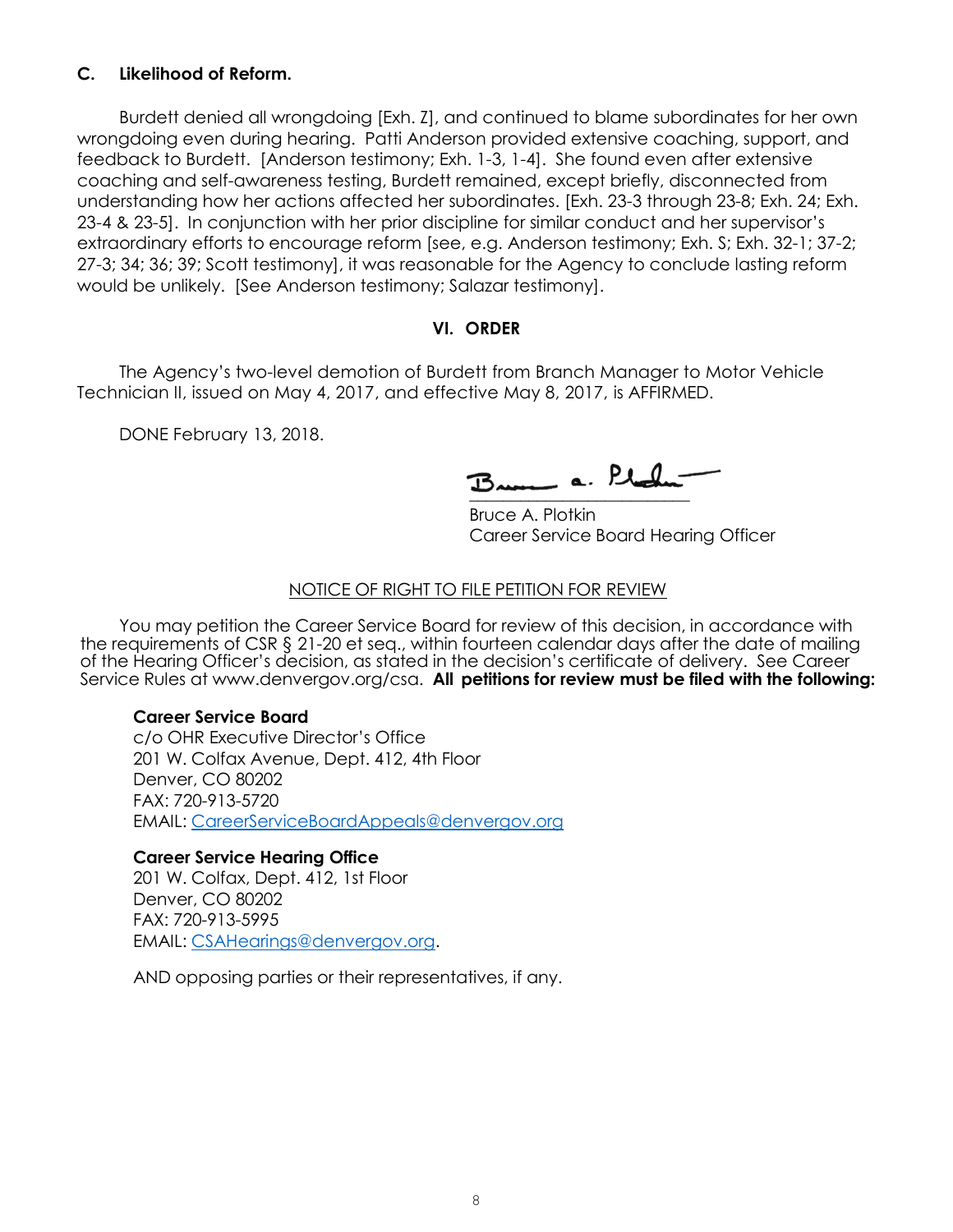### C. Likelihood of Reform.

Burdett denied all wrongdoing [Exh. Z], and continued to blame subordinates for her own wrongdoing even during hearing. Patti Anderson provided extensive coaching, support, and feedback to Burdett. [Anderson testimony; Exh. 1-3, 1-4]. She found even after extensive coaching and self-awareness testing, Burdett remained, except briefly, disconnected from understanding how her actions affected her subordinates. [Exh. 23-3 through 23-8; Exh. 24; Exh. 23-4 & 23-5]. In conjunction with her prior discipline for similar conduct and her supervisor's extraordinary efforts to encourage reform [see, e.g. Anderson testimony; Exh. S; Exh. 32-1; 37-2; 27-3; 34; 36; 39; Scott testimony], it was reasonable for the Agency to conclude lasting reform would be unlikely. [See Anderson testimony; Salazar testimony].

## VI. ORDER

The Agency's two-level demotion of Burdett from Branch Manager to Motor Vehicle Technician II, issued on May 4, 2017, and effective May 8, 2017, is AFFIRMED.

DONE February 13, 2018.

Bruce A. Plotkin
Career Service Board Hearing Officer

NOTICE OF RIGHT TO FILE PETITION FOR REVIEW

You may petition the Career Service Board for review of this decision, in accordance with the requirements of CSR § 21-20 et seq., within fourteen calendar days after the date of mailing of the Hearing Officer's decision, as stated in the decision's certificate of delivery. See Career Service Rules at www.denvergov.org/csa. **All petitions for review must be filed with the following:**

**Career Service Board**
c/o OHR Executive Director's Office
201 W. Colfax Avenue, Dept. 412, 4th Floor
Denver, CO 80202
FAX: 720-913-5720
EMAIL: CareerServiceBoardAppeals@denvergov.org

**Career Service Hearing Office**
201 W. Colfax, Dept. 412, 1st Floor
Denver, CO 80202
FAX: 720-913-5995
EMAIL: CSAHearings@denvergov.org.

AND opposing parties or their representatives, if any.